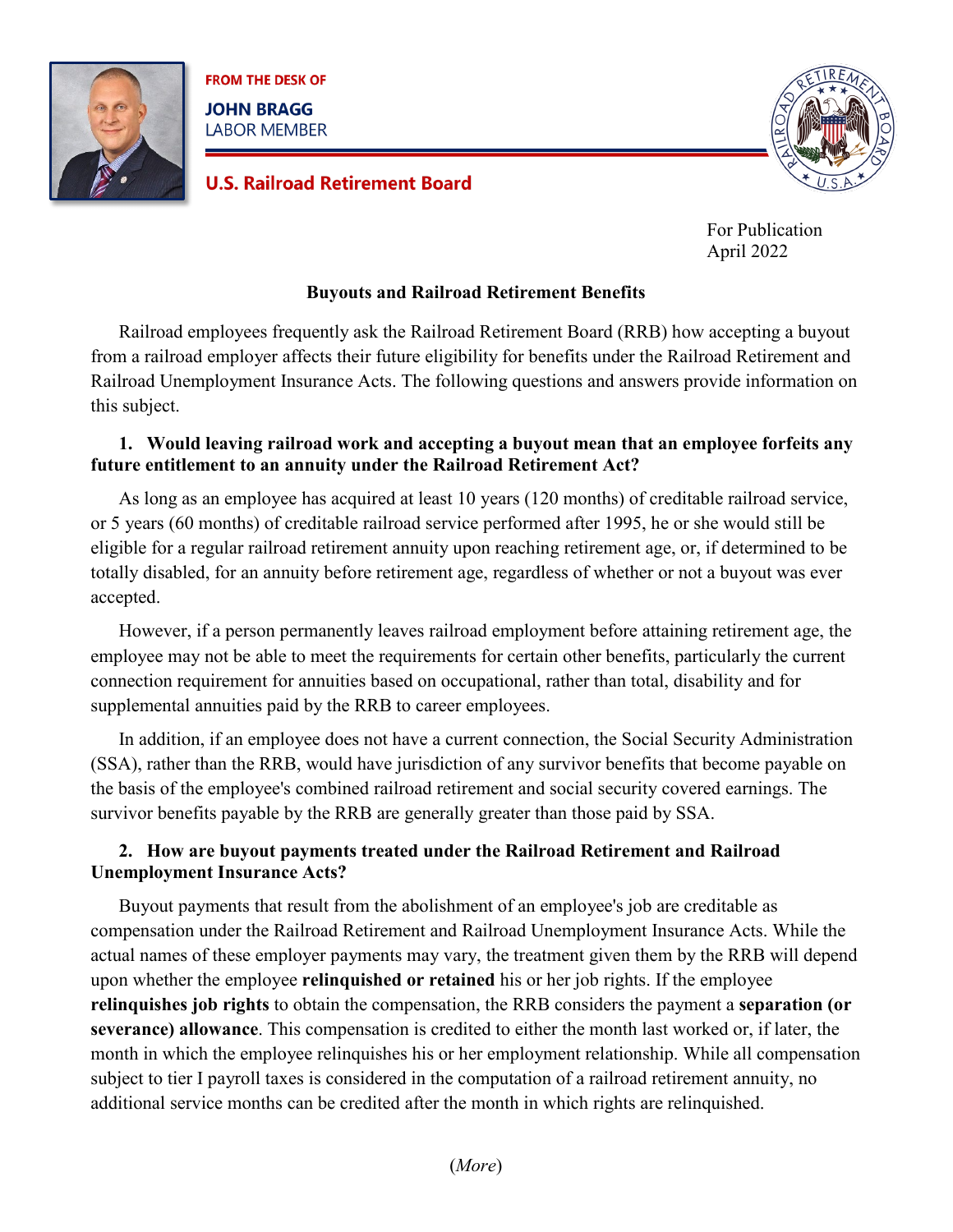FROM THE DESK OF

**JOHN BRAGG**
LABOR MEMBER

**U.S. Railroad Retirement Board**

For Publication
April 2022

## Buyouts and Railroad Retirement Benefits

Railroad employees frequently ask the Railroad Retirement Board (RRB) how accepting a buyout from a railroad employer affects their future eligibility for benefits under the Railroad Retirement and Railroad Unemployment Insurance Acts. The following questions and answers provide information on this subject.

**1. Would leaving railroad work and accepting a buyout mean that an employee forfeits any future entitlement to an annuity under the Railroad Retirement Act?**

As long as an employee has acquired at least 10 years (120 months) of creditable railroad service, or 5 years (60 months) of creditable railroad service performed after 1995, he or she would still be eligible for a regular railroad retirement annuity upon reaching retirement age, or, if determined to be totally disabled, for an annuity before retirement age, regardless of whether or not a buyout was ever accepted.

However, if a person permanently leaves railroad employment before attaining retirement age, the employee may not be able to meet the requirements for certain other benefits, particularly the current connection requirement for annuities based on occupational, rather than total, disability and for supplemental annuities paid by the RRB to career employees.

In addition, if an employee does not have a current connection, the Social Security Administration (SSA), rather than the RRB, would have jurisdiction of any survivor benefits that become payable on the basis of the employee's combined railroad retirement and social security covered earnings. The survivor benefits payable by the RRB are generally greater than those paid by SSA.

**2. How are buyout payments treated under the Railroad Retirement and Railroad Unemployment Insurance Acts?**

Buyout payments that result from the abolishment of an employee's job are creditable as compensation under the Railroad Retirement and Railroad Unemployment Insurance Acts. While the actual names of these employer payments may vary, the treatment given them by the RRB will depend upon whether the employee **relinquished or retained** his or her job rights. If the employee **relinquishes job rights** to obtain the compensation, the RRB considers the payment a **separation (or severance) allowance**. This compensation is credited to either the month last worked or, if later, the month in which the employee relinquishes his or her employment relationship. While all compensation subject to tier I payroll taxes is considered in the computation of a railroad retirement annuity, no additional service months can be credited after the month in which rights are relinquished.

(*More*)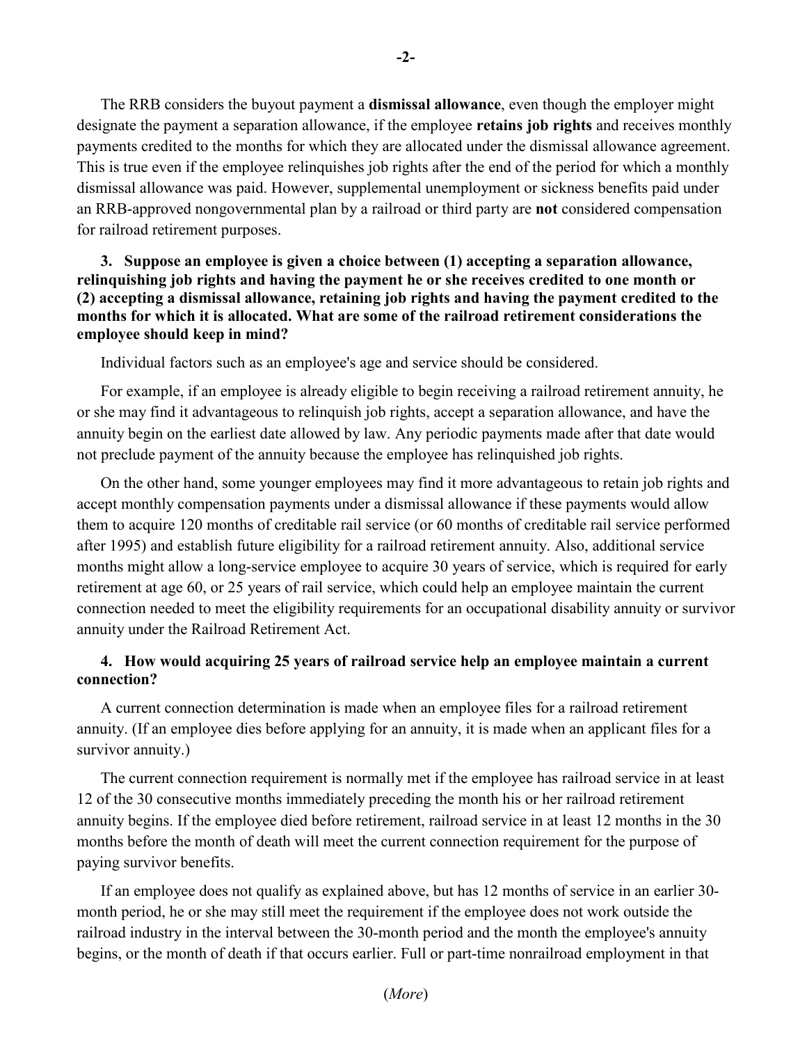The RRB considers the buyout payment a **dismissal allowance**, even though the employer might designate the payment a separation allowance, if the employee **retains job rights** and receives monthly payments credited to the months for which they are allocated under the dismissal allowance agreement. This is true even if the employee relinquishes job rights after the end of the period for which a monthly dismissal allowance was paid. However, supplemental unemployment or sickness benefits paid under an RRB-approved nongovernmental plan by a railroad or third party are **not** considered compensation for railroad retirement purposes.

**3. Suppose an employee is given a choice between (1) accepting a separation allowance, relinquishing job rights and having the payment he or she receives credited to one month or (2) accepting a dismissal allowance, retaining job rights and having the payment credited to the months for which it is allocated. What are some of the railroad retirement considerations the employee should keep in mind?**

Individual factors such as an employee's age and service should be considered.

For example, if an employee is already eligible to begin receiving a railroad retirement annuity, he or she may find it advantageous to relinquish job rights, accept a separation allowance, and have the annuity begin on the earliest date allowed by law. Any periodic payments made after that date would not preclude payment of the annuity because the employee has relinquished job rights.

On the other hand, some younger employees may find it more advantageous to retain job rights and accept monthly compensation payments under a dismissal allowance if these payments would allow them to acquire 120 months of creditable rail service (or 60 months of creditable rail service performed after 1995) and establish future eligibility for a railroad retirement annuity. Also, additional service months might allow a long-service employee to acquire 30 years of service, which is required for early retirement at age 60, or 25 years of rail service, which could help an employee maintain the current connection needed to meet the eligibility requirements for an occupational disability annuity or survivor annuity under the Railroad Retirement Act.

**4. How would acquiring 25 years of railroad service help an employee maintain a current connection?**

A current connection determination is made when an employee files for a railroad retirement annuity. (If an employee dies before applying for an annuity, it is made when an applicant files for a survivor annuity.)

The current connection requirement is normally met if the employee has railroad service in at least 12 of the 30 consecutive months immediately preceding the month his or her railroad retirement annuity begins. If the employee died before retirement, railroad service in at least 12 months in the 30 months before the month of death will meet the current connection requirement for the purpose of paying survivor benefits.

If an employee does not qualify as explained above, but has 12 months of service in an earlier 30-month period, he or she may still meet the requirement if the employee does not work outside the railroad industry in the interval between the 30-month period and the month the employee's annuity begins, or the month of death if that occurs earlier. Full or part-time nonrailroad employment in that

(*More*)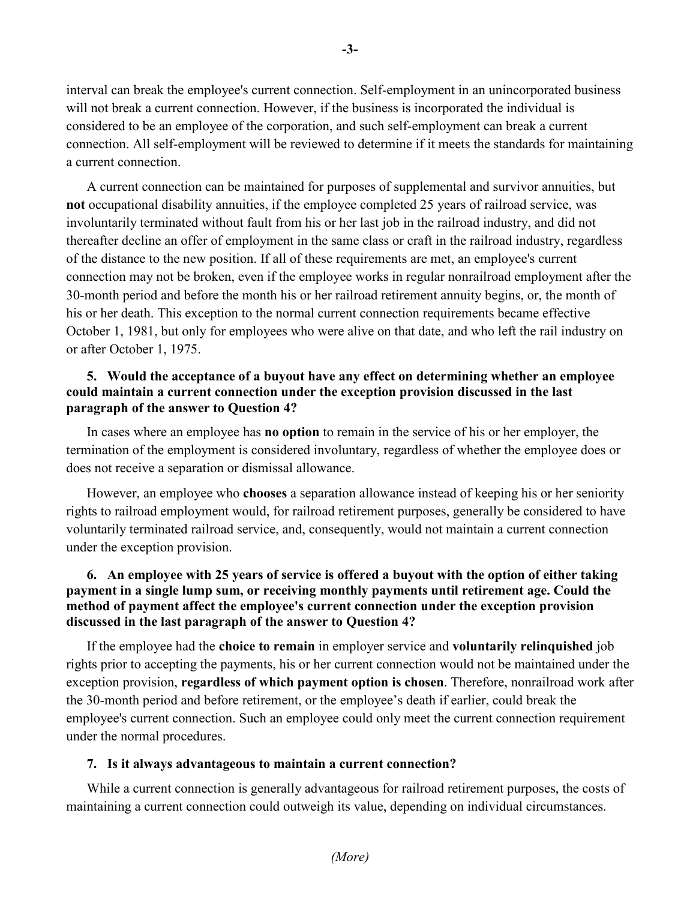interval can break the employee's current connection. Self-employment in an unincorporated business will not break a current connection. However, if the business is incorporated the individual is considered to be an employee of the corporation, and such self-employment can break a current connection. All self-employment will be reviewed to determine if it meets the standards for maintaining a current connection.

A current connection can be maintained for purposes of supplemental and survivor annuities, but **not** occupational disability annuities, if the employee completed 25 years of railroad service, was involuntarily terminated without fault from his or her last job in the railroad industry, and did not thereafter decline an offer of employment in the same class or craft in the railroad industry, regardless of the distance to the new position. If all of these requirements are met, an employee's current connection may not be broken, even if the employee works in regular nonrailroad employment after the 30-month period and before the month his or her railroad retirement annuity begins, or, the month of his or her death. This exception to the normal current connection requirements became effective October 1, 1981, but only for employees who were alive on that date, and who left the rail industry on or after October 1, 1975.

**5. Would the acceptance of a buyout have any effect on determining whether an employee could maintain a current connection under the exception provision discussed in the last paragraph of the answer to Question 4?**

In cases where an employee has **no option** to remain in the service of his or her employer, the termination of the employment is considered involuntary, regardless of whether the employee does or does not receive a separation or dismissal allowance.

However, an employee who **chooses** a separation allowance instead of keeping his or her seniority rights to railroad employment would, for railroad retirement purposes, generally be considered to have voluntarily terminated railroad service, and, consequently, would not maintain a current connection under the exception provision.

**6. An employee with 25 years of service is offered a buyout with the option of either taking payment in a single lump sum, or receiving monthly payments until retirement age. Could the method of payment affect the employee's current connection under the exception provision discussed in the last paragraph of the answer to Question 4?**

If the employee had the **choice to remain** in employer service and **voluntarily relinquished** job rights prior to accepting the payments, his or her current connection would not be maintained under the exception provision, **regardless of which payment option is chosen**. Therefore, nonrailroad work after the 30-month period and before retirement, or the employee's death if earlier, could break the employee's current connection. Such an employee could only meet the current connection requirement under the normal procedures.

**7. Is it always advantageous to maintain a current connection?**

While a current connection is generally advantageous for railroad retirement purposes, the costs of maintaining a current connection could outweigh its value, depending on individual circumstances.

*(More)*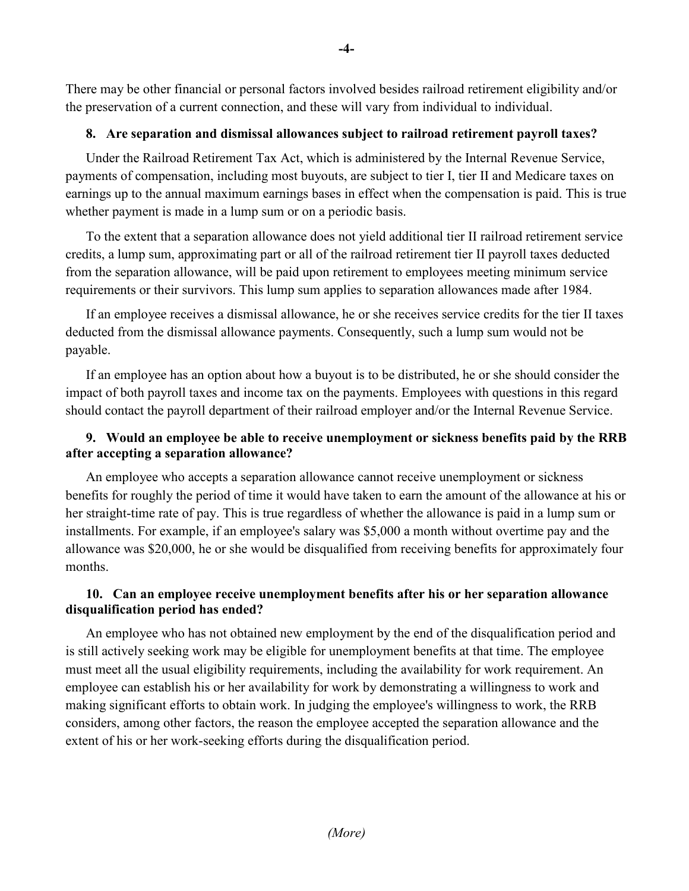There may be other financial or personal factors involved besides railroad retirement eligibility and/or the preservation of a current connection, and these will vary from individual to individual.

**8. Are separation and dismissal allowances subject to railroad retirement payroll taxes?**

Under the Railroad Retirement Tax Act, which is administered by the Internal Revenue Service, payments of compensation, including most buyouts, are subject to tier I, tier II and Medicare taxes on earnings up to the annual maximum earnings bases in effect when the compensation is paid. This is true whether payment is made in a lump sum or on a periodic basis.

To the extent that a separation allowance does not yield additional tier II railroad retirement service credits, a lump sum, approximating part or all of the railroad retirement tier II payroll taxes deducted from the separation allowance, will be paid upon retirement to employees meeting minimum service requirements or their survivors. This lump sum applies to separation allowances made after 1984.

If an employee receives a dismissal allowance, he or she receives service credits for the tier II taxes deducted from the dismissal allowance payments. Consequently, such a lump sum would not be payable.

If an employee has an option about how a buyout is to be distributed, he or she should consider the impact of both payroll taxes and income tax on the payments. Employees with questions in this regard should contact the payroll department of their railroad employer and/or the Internal Revenue Service.

**9. Would an employee be able to receive unemployment or sickness benefits paid by the RRB after accepting a separation allowance?**

An employee who accepts a separation allowance cannot receive unemployment or sickness benefits for roughly the period of time it would have taken to earn the amount of the allowance at his or her straight-time rate of pay. This is true regardless of whether the allowance is paid in a lump sum or installments. For example, if an employee's salary was $5,000 a month without overtime pay and the allowance was $20,000, he or she would be disqualified from receiving benefits for approximately four months.

**10. Can an employee receive unemployment benefits after his or her separation allowance disqualification period has ended?**

An employee who has not obtained new employment by the end of the disqualification period and is still actively seeking work may be eligible for unemployment benefits at that time. The employee must meet all the usual eligibility requirements, including the availability for work requirement. An employee can establish his or her availability for work by demonstrating a willingness to work and making significant efforts to obtain work. In judging the employee's willingness to work, the RRB considers, among other factors, the reason the employee accepted the separation allowance and the extent of his or her work-seeking efforts during the disqualification period.

*(More)*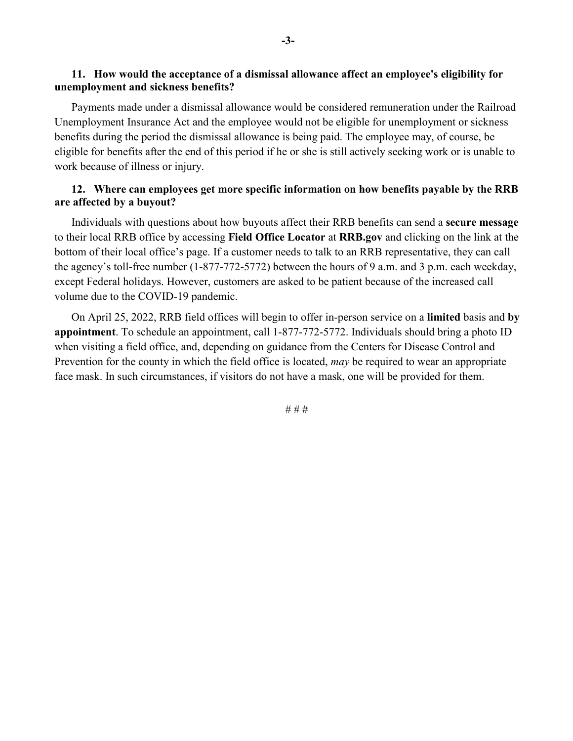**11. How would the acceptance of a dismissal allowance affect an employee's eligibility for unemployment and sickness benefits?**

Payments made under a dismissal allowance would be considered remuneration under the Railroad Unemployment Insurance Act and the employee would not be eligible for unemployment or sickness benefits during the period the dismissal allowance is being paid. The employee may, of course, be eligible for benefits after the end of this period if he or she is still actively seeking work or is unable to work because of illness or injury.

**12. Where can employees get more specific information on how benefits payable by the RRB are affected by a buyout?**

Individuals with questions about how buyouts affect their RRB benefits can send a **secure message** to their local RRB office by accessing **Field Office Locator** at **RRB.gov** and clicking on the link at the bottom of their local office's page. If a customer needs to talk to an RRB representative, they can call the agency's toll-free number (1-877-772-5772) between the hours of 9 a.m. and 3 p.m. each weekday, except Federal holidays. However, customers are asked to be patient because of the increased call volume due to the COVID-19 pandemic.

On April 25, 2022, RRB field offices will begin to offer in-person service on a **limited** basis and **by appointment**. To schedule an appointment, call 1-877-772-5772. Individuals should bring a photo ID when visiting a field office, and, depending on guidance from the Centers for Disease Control and Prevention for the county in which the field office is located, *may* be required to wear an appropriate face mask. In such circumstances, if visitors do not have a mask, one will be provided for them.

# # #